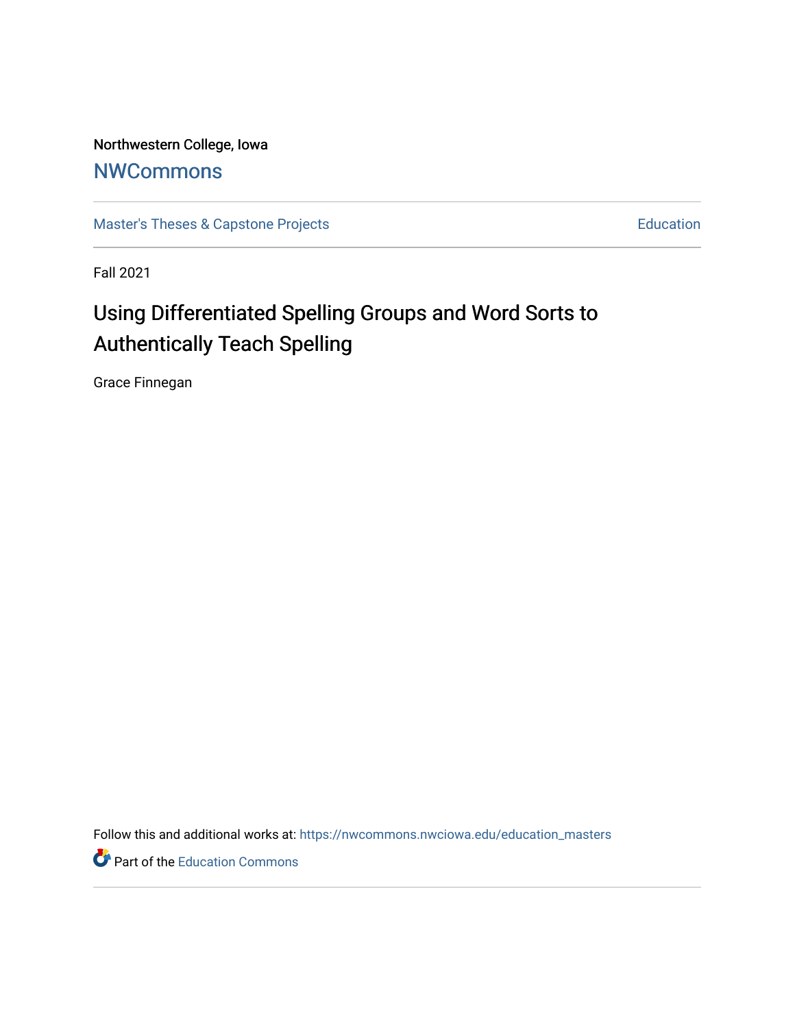Northwestern College, Iowa

NWCommons

Master's Theses & Capstone Projects | Education

Fall 2021

# Using Differentiated Spelling Groups and Word Sorts to Authentically Teach Spelling

Grace Finnegan

Follow this and additional works at: https://nwcommons.nwciowa.edu/education_masters

Part of the Education Commons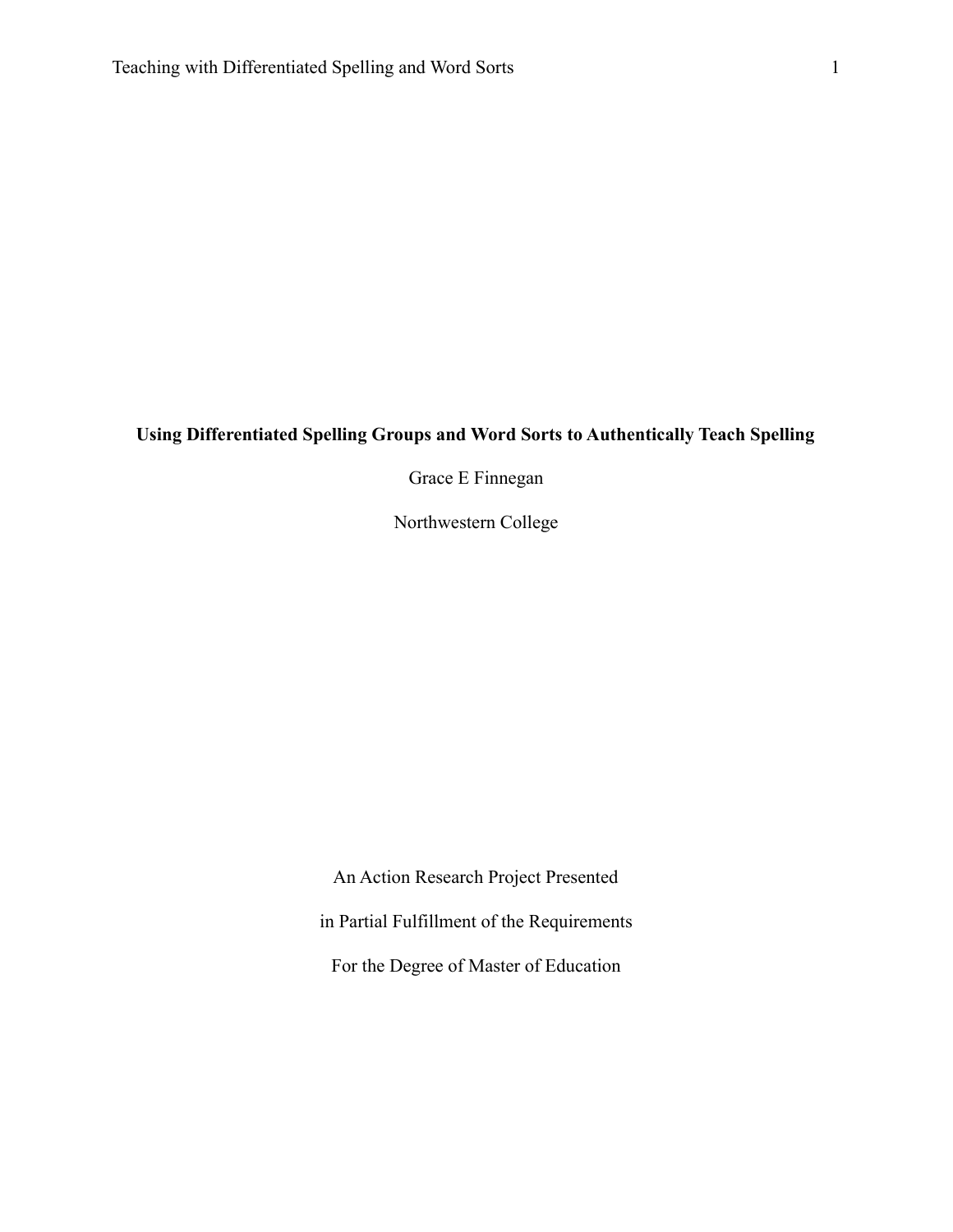**Using Differentiated Spelling Groups and Word Sorts to Authentically Teach Spelling**

Grace E Finnegan

Northwestern College

An Action Research Project Presented

in Partial Fulfillment of the Requirements

For the Degree of Master of Education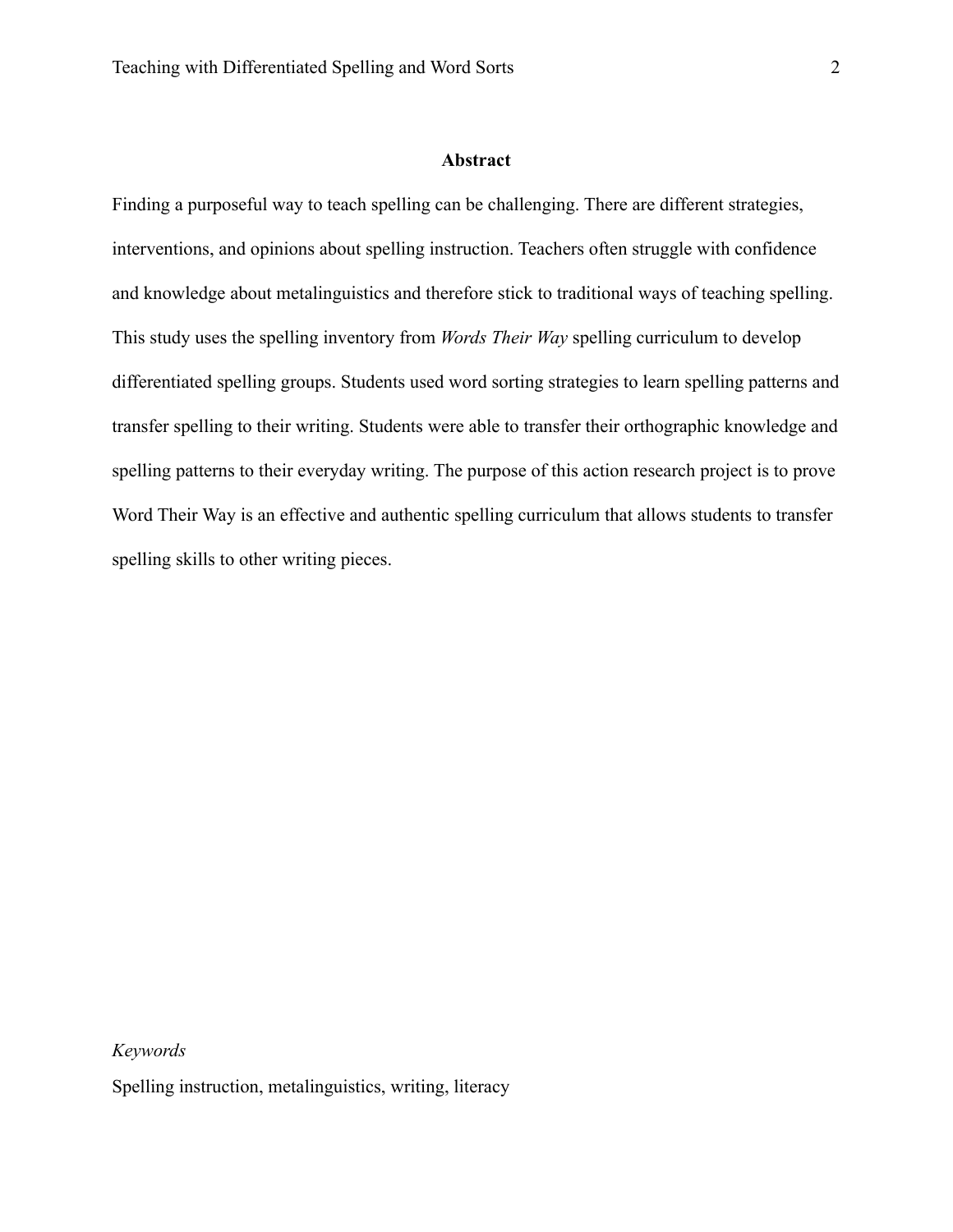## Abstract

Finding a purposeful way to teach spelling can be challenging. There are different strategies, interventions, and opinions about spelling instruction. Teachers often struggle with confidence and knowledge about metalinguistics and therefore stick to traditional ways of teaching spelling. This study uses the spelling inventory from *Words Their Way* spelling curriculum to develop differentiated spelling groups. Students used word sorting strategies to learn spelling patterns and transfer spelling to their writing. Students were able to transfer their orthographic knowledge and spelling patterns to their everyday writing. The purpose of this action research project is to prove Word Their Way is an effective and authentic spelling curriculum that allows students to transfer spelling skills to other writing pieces.

*Keywords*

Spelling instruction, metalinguistics, writing, literacy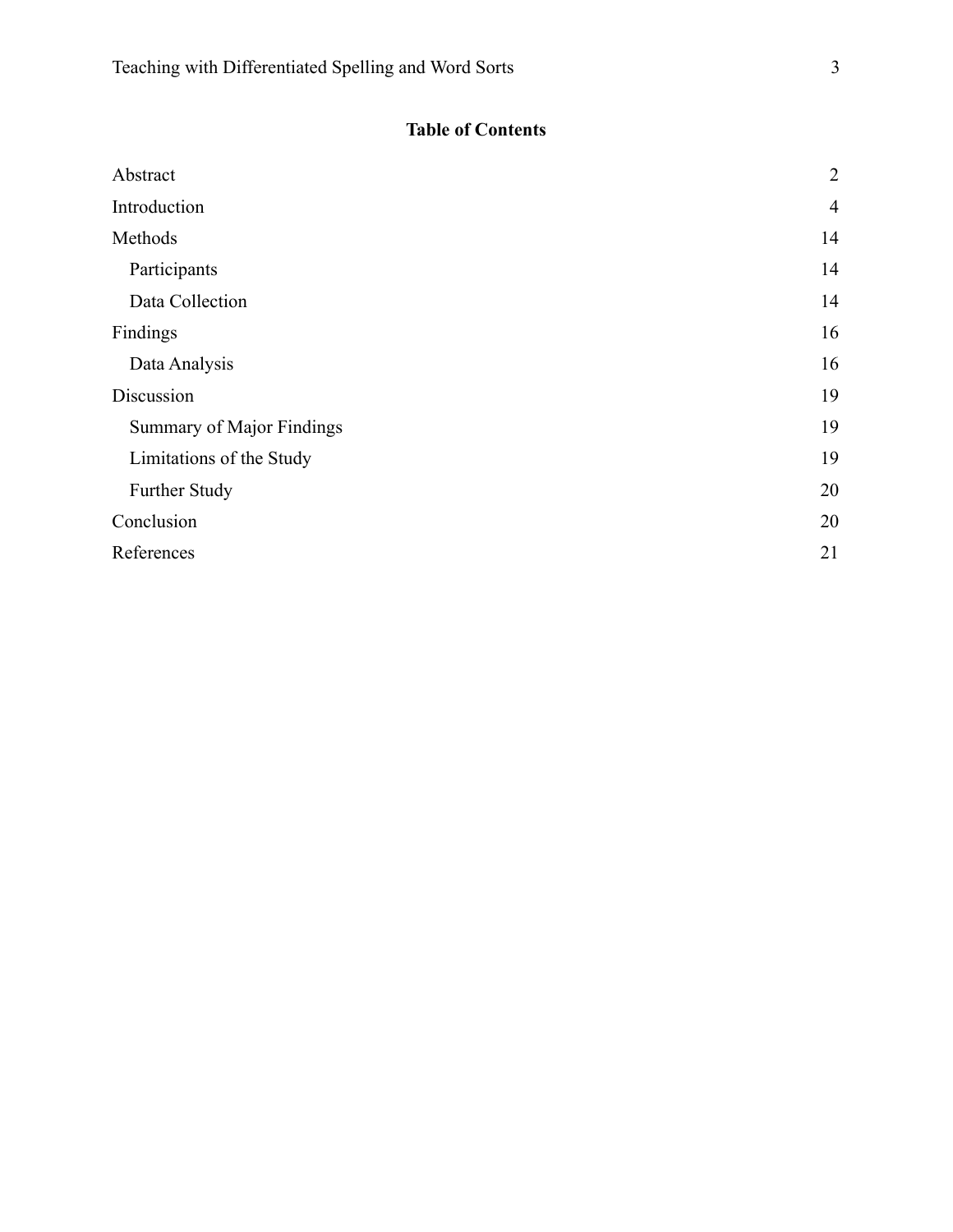**Table of Contents**

| | |
|---|---|
| Abstract | 2 |
| Introduction | 4 |
| Methods | 14 |
| Participants | 14 |
| Data Collection | 14 |
| Findings | 16 |
| Data Analysis | 16 |
| Discussion | 19 |
| Summary of Major Findings | 19 |
| Limitations of the Study | 19 |
| Further Study | 20 |
| Conclusion | 20 |
| References | 21 |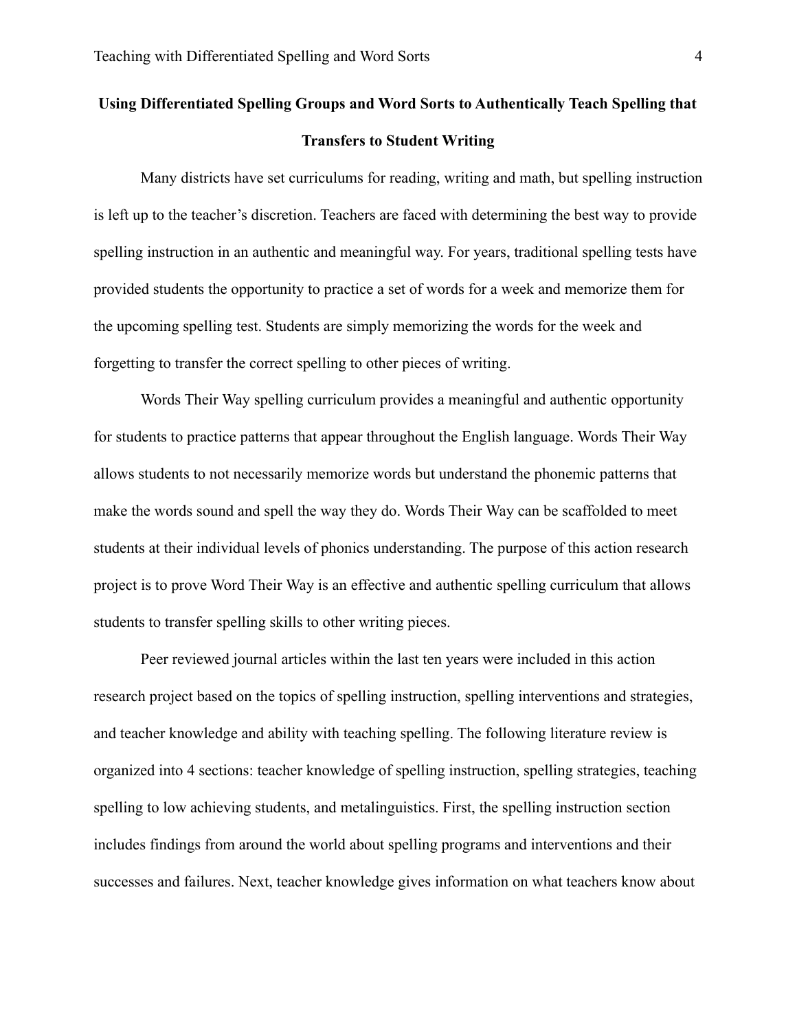**Using Differentiated Spelling Groups and Word Sorts to Authentically Teach Spelling that Transfers to Student Writing**

Many districts have set curriculums for reading, writing and math, but spelling instruction is left up to the teacher's discretion. Teachers are faced with determining the best way to provide spelling instruction in an authentic and meaningful way. For years, traditional spelling tests have provided students the opportunity to practice a set of words for a week and memorize them for the upcoming spelling test. Students are simply memorizing the words for the week and forgetting to transfer the correct spelling to other pieces of writing.

Words Their Way spelling curriculum provides a meaningful and authentic opportunity for students to practice patterns that appear throughout the English language. Words Their Way allows students to not necessarily memorize words but understand the phonemic patterns that make the words sound and spell the way they do. Words Their Way can be scaffolded to meet students at their individual levels of phonics understanding. The purpose of this action research project is to prove Word Their Way is an effective and authentic spelling curriculum that allows students to transfer spelling skills to other writing pieces.

Peer reviewed journal articles within the last ten years were included in this action research project based on the topics of spelling instruction, spelling interventions and strategies, and teacher knowledge and ability with teaching spelling. The following literature review is organized into 4 sections: teacher knowledge of spelling instruction, spelling strategies, teaching spelling to low achieving students, and metalinguistics. First, the spelling instruction section includes findings from around the world about spelling programs and interventions and their successes and failures. Next, teacher knowledge gives information on what teachers know about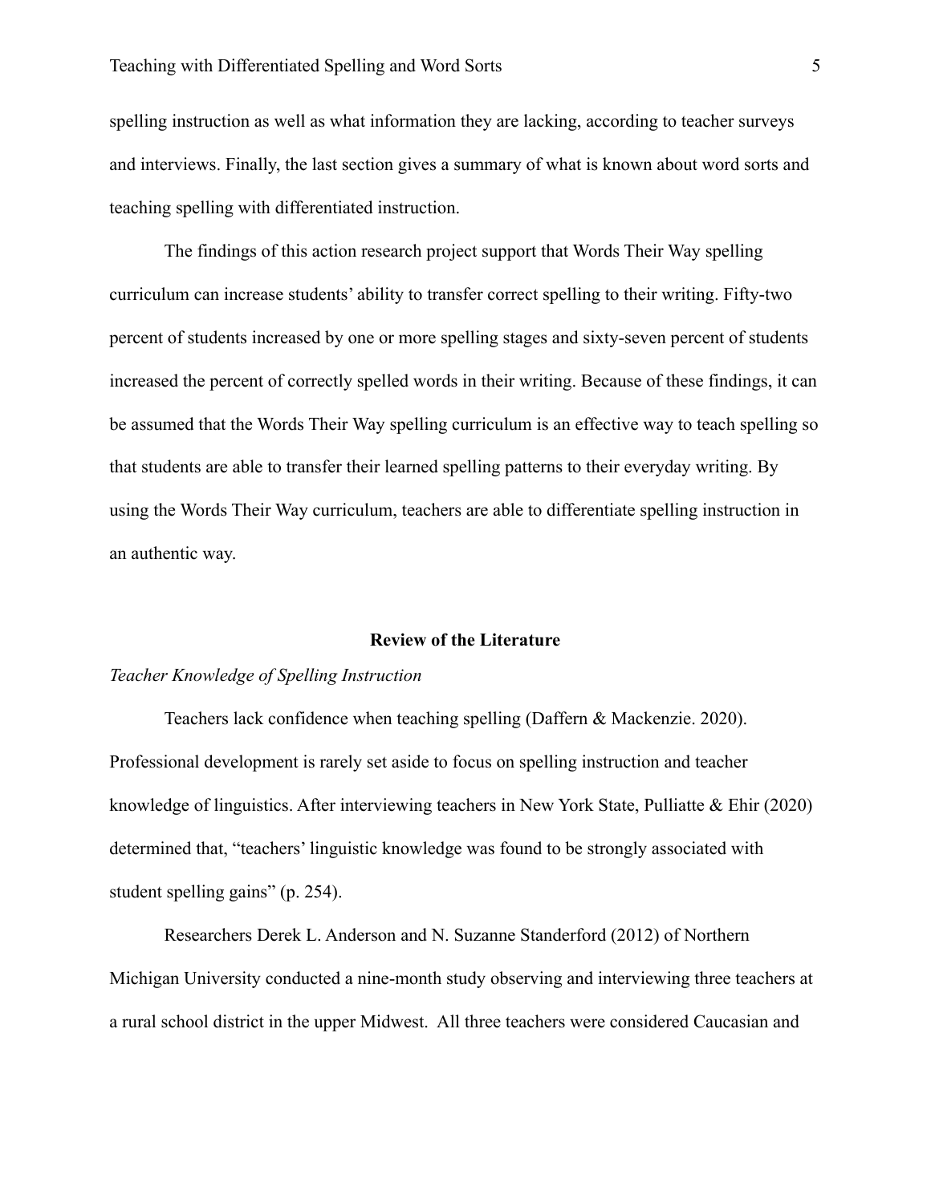spelling instruction as well as what information they are lacking, according to teacher surveys and interviews. Finally, the last section gives a summary of what is known about word sorts and teaching spelling with differentiated instruction.

The findings of this action research project support that Words Their Way spelling curriculum can increase students' ability to transfer correct spelling to their writing. Fifty-two percent of students increased by one or more spelling stages and sixty-seven percent of students increased the percent of correctly spelled words in their writing. Because of these findings, it can be assumed that the Words Their Way spelling curriculum is an effective way to teach spelling so that students are able to transfer their learned spelling patterns to their everyday writing. By using the Words Their Way curriculum, teachers are able to differentiate spelling instruction in an authentic way.

## Review of the Literature

### *Teacher Knowledge of Spelling Instruction*

Teachers lack confidence when teaching spelling (Daffern & Mackenzie. 2020). Professional development is rarely set aside to focus on spelling instruction and teacher knowledge of linguistics. After interviewing teachers in New York State, Pulliatte & Ehir (2020) determined that, "teachers' linguistic knowledge was found to be strongly associated with student spelling gains" (p. 254).

Researchers Derek L. Anderson and N. Suzanne Standerford (2012) of Northern Michigan University conducted a nine-month study observing and interviewing three teachers at a rural school district in the upper Midwest. All three teachers were considered Caucasian and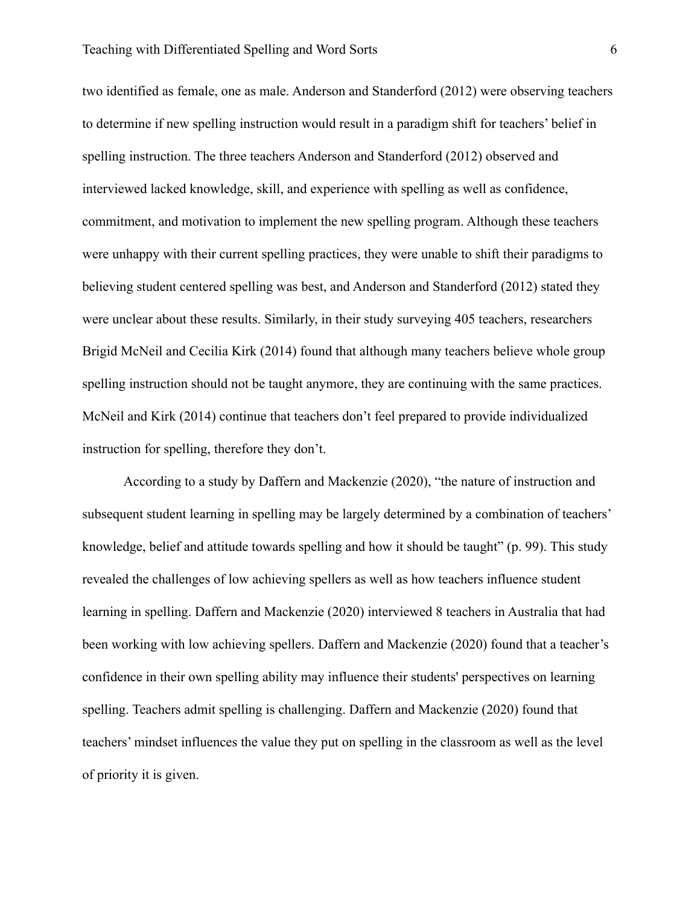two identified as female, one as male. Anderson and Standerford (2012) were observing teachers to determine if new spelling instruction would result in a paradigm shift for teachers' belief in spelling instruction. The three teachers Anderson and Standerford (2012) observed and interviewed lacked knowledge, skill, and experience with spelling as well as confidence, commitment, and motivation to implement the new spelling program. Although these teachers were unhappy with their current spelling practices, they were unable to shift their paradigms to believing student centered spelling was best, and Anderson and Standerford (2012) stated they were unclear about these results. Similarly, in their study surveying 405 teachers, researchers Brigid McNeil and Cecilia Kirk (2014) found that although many teachers believe whole group spelling instruction should not be taught anymore, they are continuing with the same practices. McNeil and Kirk (2014) continue that teachers don't feel prepared to provide individualized instruction for spelling, therefore they don't.

According to a study by Daffern and Mackenzie (2020), "the nature of instruction and subsequent student learning in spelling may be largely determined by a combination of teachers' knowledge, belief and attitude towards spelling and how it should be taught" (p. 99). This study revealed the challenges of low achieving spellers as well as how teachers influence student learning in spelling. Daffern and Mackenzie (2020) interviewed 8 teachers in Australia that had been working with low achieving spellers. Daffern and Mackenzie (2020) found that a teacher's confidence in their own spelling ability may influence their students' perspectives on learning spelling. Teachers admit spelling is challenging. Daffern and Mackenzie (2020) found that teachers' mindset influences the value they put on spelling in the classroom as well as the level of priority it is given.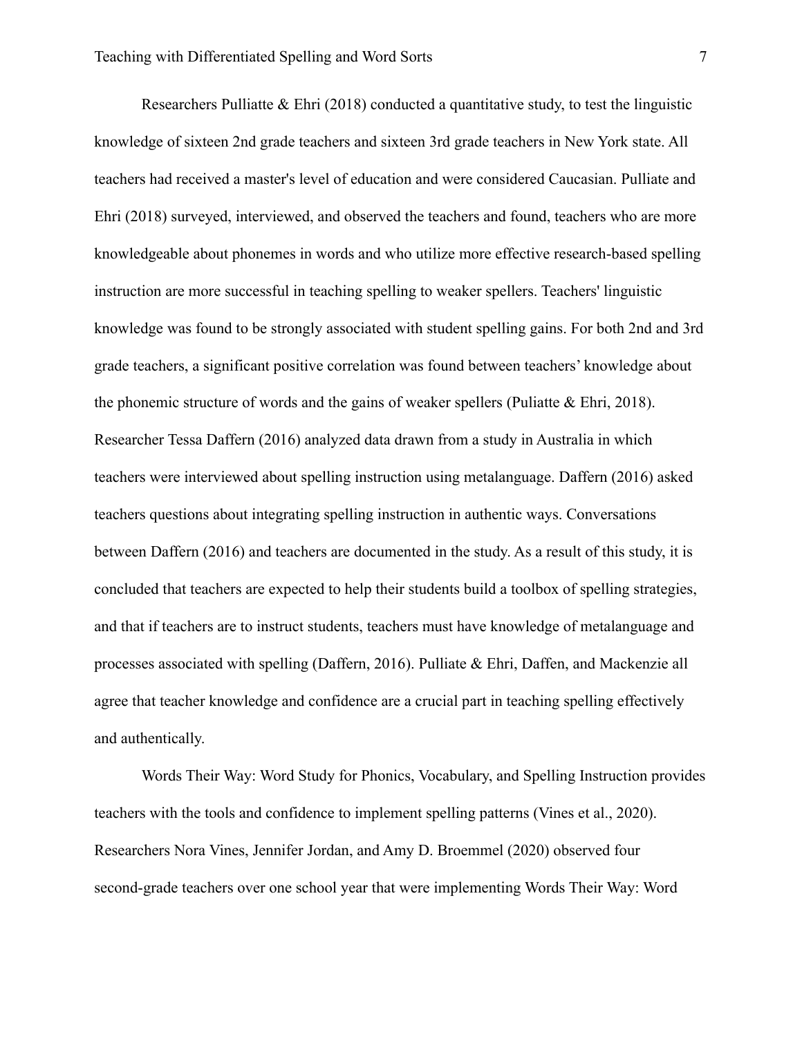Researchers Pulliatte & Ehri (2018) conducted a quantitative study, to test the linguistic knowledge of sixteen 2nd grade teachers and sixteen 3rd grade teachers in New York state. All teachers had received a master's level of education and were considered Caucasian. Pulliate and Ehri (2018) surveyed, interviewed, and observed the teachers and found, teachers who are more knowledgeable about phonemes in words and who utilize more effective research-based spelling instruction are more successful in teaching spelling to weaker spellers. Teachers' linguistic knowledge was found to be strongly associated with student spelling gains. For both 2nd and 3rd grade teachers, a significant positive correlation was found between teachers' knowledge about the phonemic structure of words and the gains of weaker spellers (Puliatte & Ehri, 2018). Researcher Tessa Daffern (2016) analyzed data drawn from a study in Australia in which teachers were interviewed about spelling instruction using metalanguage. Daffern (2016) asked teachers questions about integrating spelling instruction in authentic ways. Conversations between Daffern (2016) and teachers are documented in the study. As a result of this study, it is concluded that teachers are expected to help their students build a toolbox of spelling strategies, and that if teachers are to instruct students, teachers must have knowledge of metalanguage and processes associated with spelling (Daffern, 2016). Pulliate & Ehri, Daffen, and Mackenzie all agree that teacher knowledge and confidence are a crucial part in teaching spelling effectively and authentically.

Words Their Way: Word Study for Phonics, Vocabulary, and Spelling Instruction provides teachers with the tools and confidence to implement spelling patterns (Vines et al., 2020). Researchers Nora Vines, Jennifer Jordan, and Amy D. Broemmel (2020) observed four second-grade teachers over one school year that were implementing Words Their Way: Word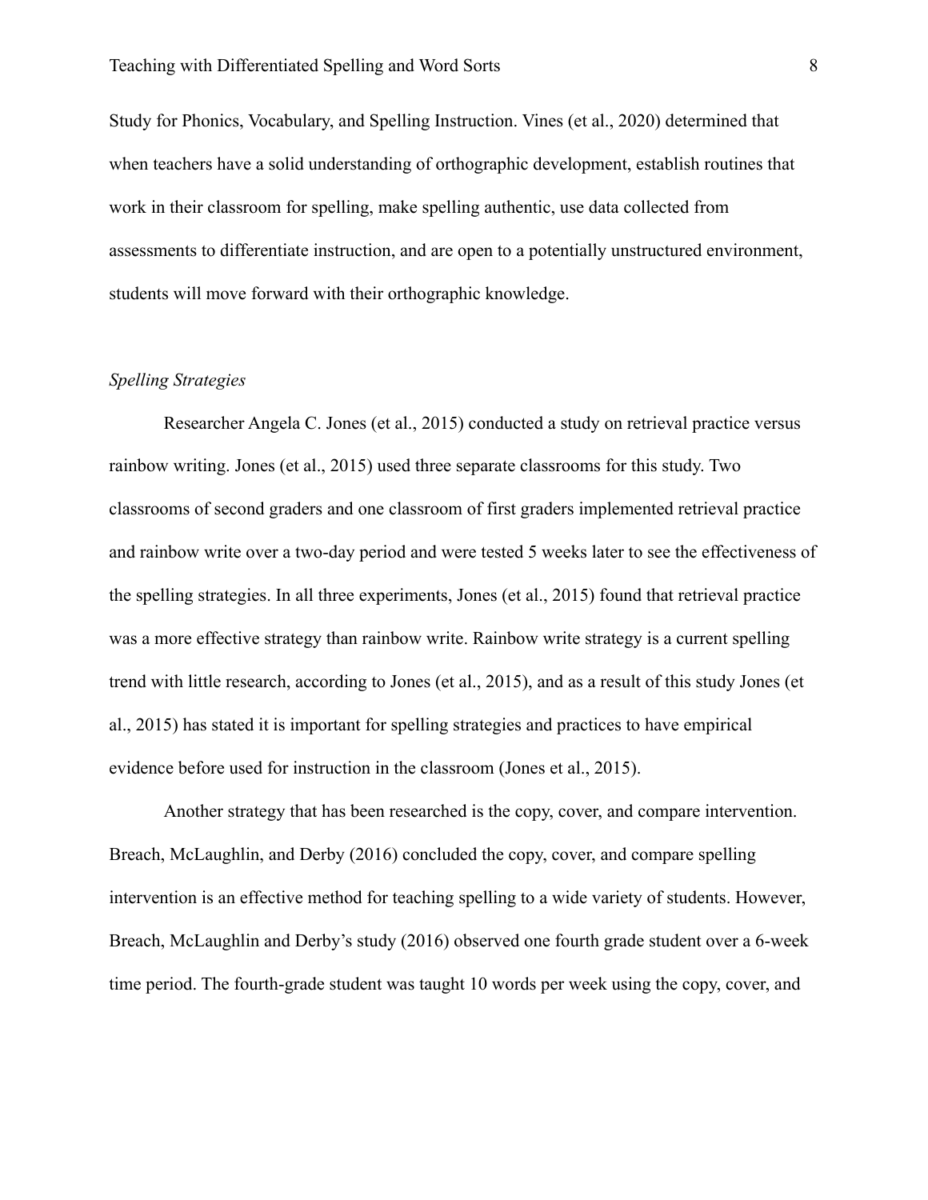Study for Phonics, Vocabulary, and Spelling Instruction. Vines (et al., 2020) determined that when teachers have a solid understanding of orthographic development, establish routines that work in their classroom for spelling, make spelling authentic, use data collected from assessments to differentiate instruction, and are open to a potentially unstructured environment, students will move forward with their orthographic knowledge.

*Spelling Strategies*

Researcher Angela C. Jones (et al., 2015) conducted a study on retrieval practice versus rainbow writing. Jones (et al., 2015) used three separate classrooms for this study. Two classrooms of second graders and one classroom of first graders implemented retrieval practice and rainbow write over a two-day period and were tested 5 weeks later to see the effectiveness of the spelling strategies. In all three experiments, Jones (et al., 2015) found that retrieval practice was a more effective strategy than rainbow write. Rainbow write strategy is a current spelling trend with little research, according to Jones (et al., 2015), and as a result of this study Jones (et al., 2015) has stated it is important for spelling strategies and practices to have empirical evidence before used for instruction in the classroom (Jones et al., 2015).

Another strategy that has been researched is the copy, cover, and compare intervention. Breach, McLaughlin, and Derby (2016) concluded the copy, cover, and compare spelling intervention is an effective method for teaching spelling to a wide variety of students. However, Breach, McLaughlin and Derby's study (2016) observed one fourth grade student over a 6-week time period. The fourth-grade student was taught 10 words per week using the copy, cover, and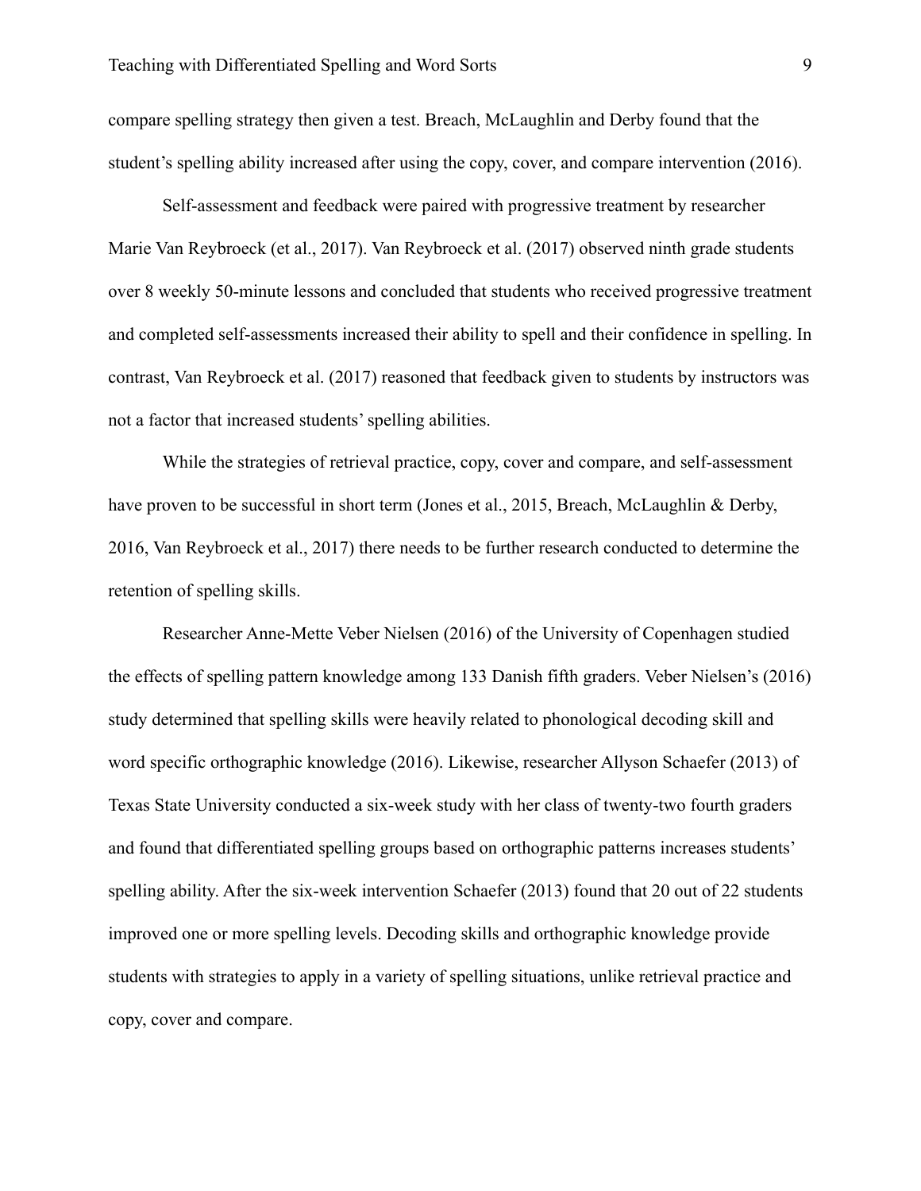compare spelling strategy then given a test. Breach, McLaughlin and Derby found that the student's spelling ability increased after using the copy, cover, and compare intervention (2016).

Self-assessment and feedback were paired with progressive treatment by researcher Marie Van Reybroeck (et al., 2017). Van Reybroeck et al. (2017) observed ninth grade students over 8 weekly 50-minute lessons and concluded that students who received progressive treatment and completed self-assessments increased their ability to spell and their confidence in spelling. In contrast, Van Reybroeck et al. (2017) reasoned that feedback given to students by instructors was not a factor that increased students' spelling abilities.

While the strategies of retrieval practice, copy, cover and compare, and self-assessment have proven to be successful in short term (Jones et al., 2015, Breach, McLaughlin & Derby, 2016, Van Reybroeck et al., 2017) there needs to be further research conducted to determine the retention of spelling skills.

Researcher Anne-Mette Veber Nielsen (2016) of the University of Copenhagen studied the effects of spelling pattern knowledge among 133 Danish fifth graders. Veber Nielsen's (2016) study determined that spelling skills were heavily related to phonological decoding skill and word specific orthographic knowledge (2016). Likewise, researcher Allyson Schaefer (2013) of Texas State University conducted a six-week study with her class of twenty-two fourth graders and found that differentiated spelling groups based on orthographic patterns increases students' spelling ability. After the six-week intervention Schaefer (2013) found that 20 out of 22 students improved one or more spelling levels. Decoding skills and orthographic knowledge provide students with strategies to apply in a variety of spelling situations, unlike retrieval practice and copy, cover and compare.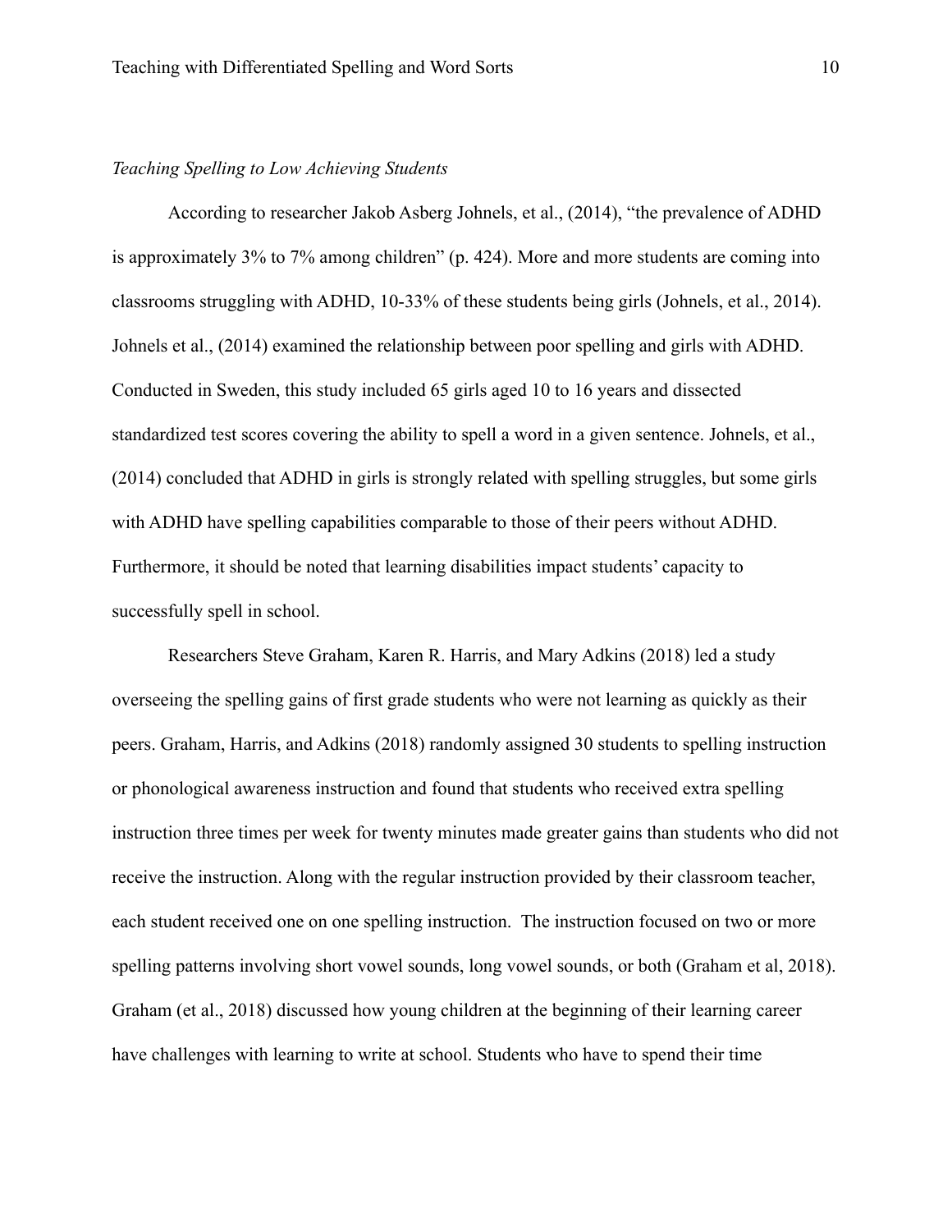*Teaching Spelling to Low Achieving Students*

According to researcher Jakob Asberg Johnels, et al., (2014), "the prevalence of ADHD is approximately 3% to 7% among children" (p. 424). More and more students are coming into classrooms struggling with ADHD, 10-33% of these students being girls (Johnels, et al., 2014). Johnels et al., (2014) examined the relationship between poor spelling and girls with ADHD. Conducted in Sweden, this study included 65 girls aged 10 to 16 years and dissected standardized test scores covering the ability to spell a word in a given sentence. Johnels, et al., (2014) concluded that ADHD in girls is strongly related with spelling struggles, but some girls with ADHD have spelling capabilities comparable to those of their peers without ADHD. Furthermore, it should be noted that learning disabilities impact students' capacity to successfully spell in school.

Researchers Steve Graham, Karen R. Harris, and Mary Adkins (2018) led a study overseeing the spelling gains of first grade students who were not learning as quickly as their peers. Graham, Harris, and Adkins (2018) randomly assigned 30 students to spelling instruction or phonological awareness instruction and found that students who received extra spelling instruction three times per week for twenty minutes made greater gains than students who did not receive the instruction. Along with the regular instruction provided by their classroom teacher, each student received one on one spelling instruction. The instruction focused on two or more spelling patterns involving short vowel sounds, long vowel sounds, or both (Graham et al, 2018). Graham (et al., 2018) discussed how young children at the beginning of their learning career have challenges with learning to write at school. Students who have to spend their time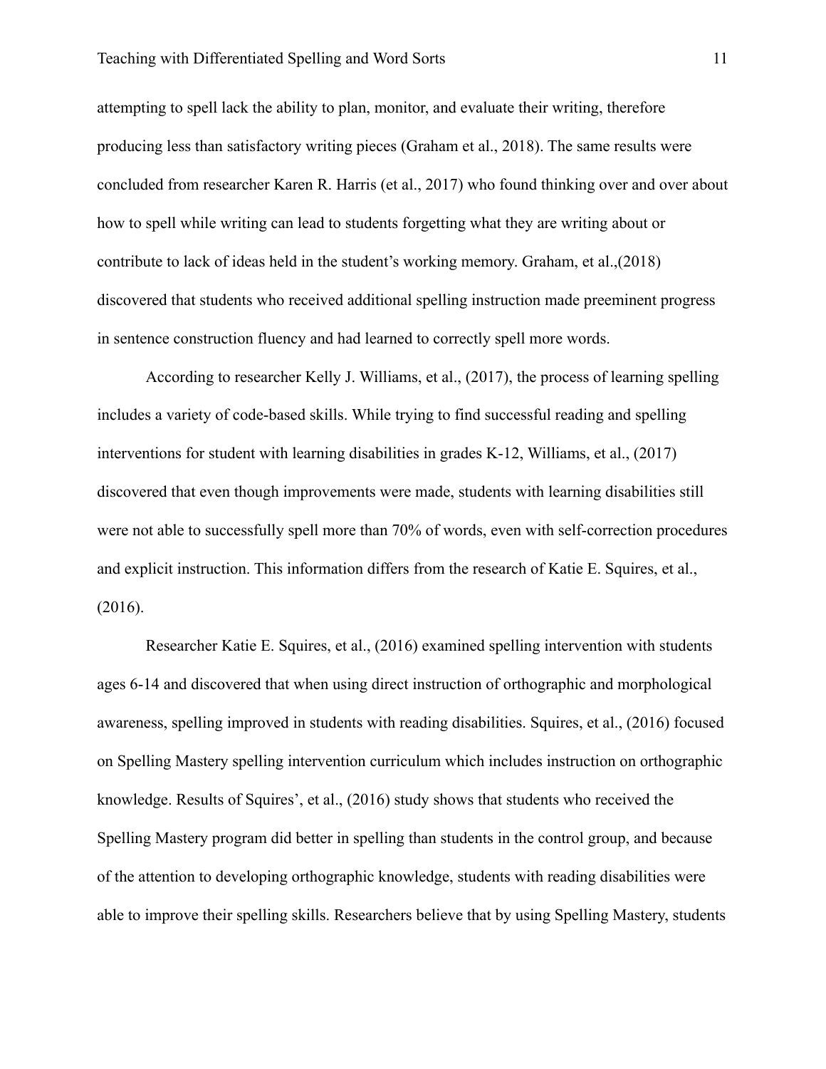attempting to spell lack the ability to plan, monitor, and evaluate their writing, therefore producing less than satisfactory writing pieces (Graham et al., 2018). The same results were concluded from researcher Karen R. Harris (et al., 2017) who found thinking over and over about how to spell while writing can lead to students forgetting what they are writing about or contribute to lack of ideas held in the student's working memory. Graham, et al.,(2018) discovered that students who received additional spelling instruction made preeminent progress in sentence construction fluency and had learned to correctly spell more words.

According to researcher Kelly J. Williams, et al., (2017), the process of learning spelling includes a variety of code-based skills. While trying to find successful reading and spelling interventions for student with learning disabilities in grades K-12, Williams, et al., (2017) discovered that even though improvements were made, students with learning disabilities still were not able to successfully spell more than 70% of words, even with self-correction procedures and explicit instruction. This information differs from the research of Katie E. Squires, et al., (2016).

Researcher Katie E. Squires, et al., (2016) examined spelling intervention with students ages 6-14 and discovered that when using direct instruction of orthographic and morphological awareness, spelling improved in students with reading disabilities. Squires, et al., (2016) focused on Spelling Mastery spelling intervention curriculum which includes instruction on orthographic knowledge. Results of Squires', et al., (2016) study shows that students who received the Spelling Mastery program did better in spelling than students in the control group, and because of the attention to developing orthographic knowledge, students with reading disabilities were able to improve their spelling skills. Researchers believe that by using Spelling Mastery, students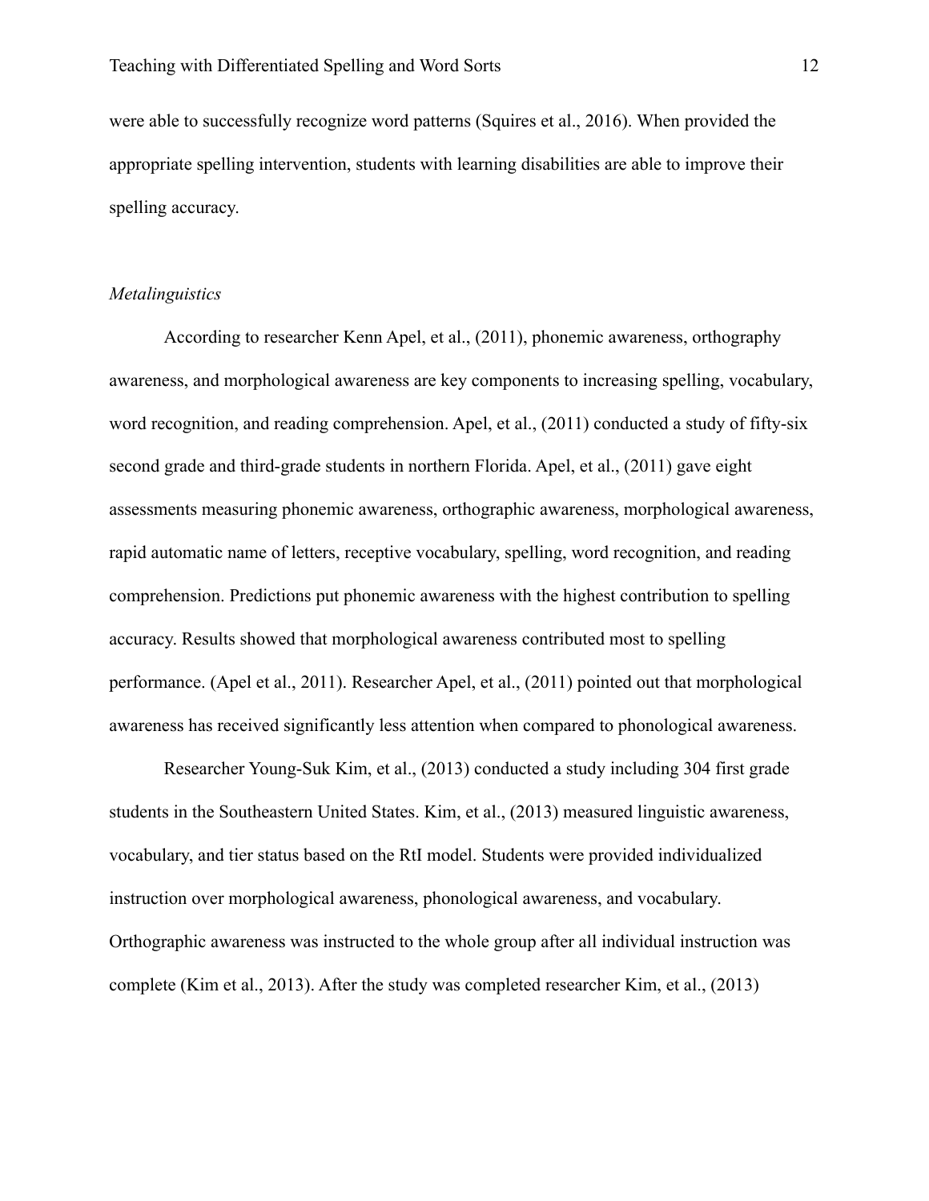were able to successfully recognize word patterns (Squires et al., 2016). When provided the appropriate spelling intervention, students with learning disabilities are able to improve their spelling accuracy.

*Metalinguistics*

According to researcher Kenn Apel, et al., (2011), phonemic awareness, orthography awareness, and morphological awareness are key components to increasing spelling, vocabulary, word recognition, and reading comprehension. Apel, et al., (2011) conducted a study of fifty-six second grade and third-grade students in northern Florida. Apel, et al., (2011) gave eight assessments measuring phonemic awareness, orthographic awareness, morphological awareness, rapid automatic name of letters, receptive vocabulary, spelling, word recognition, and reading comprehension. Predictions put phonemic awareness with the highest contribution to spelling accuracy. Results showed that morphological awareness contributed most to spelling performance. (Apel et al., 2011). Researcher Apel, et al., (2011) pointed out that morphological awareness has received significantly less attention when compared to phonological awareness.

Researcher Young-Suk Kim, et al., (2013) conducted a study including 304 first grade students in the Southeastern United States. Kim, et al., (2013) measured linguistic awareness, vocabulary, and tier status based on the RtI model. Students were provided individualized instruction over morphological awareness, phonological awareness, and vocabulary. Orthographic awareness was instructed to the whole group after all individual instruction was complete (Kim et al., 2013). After the study was completed researcher Kim, et al., (2013)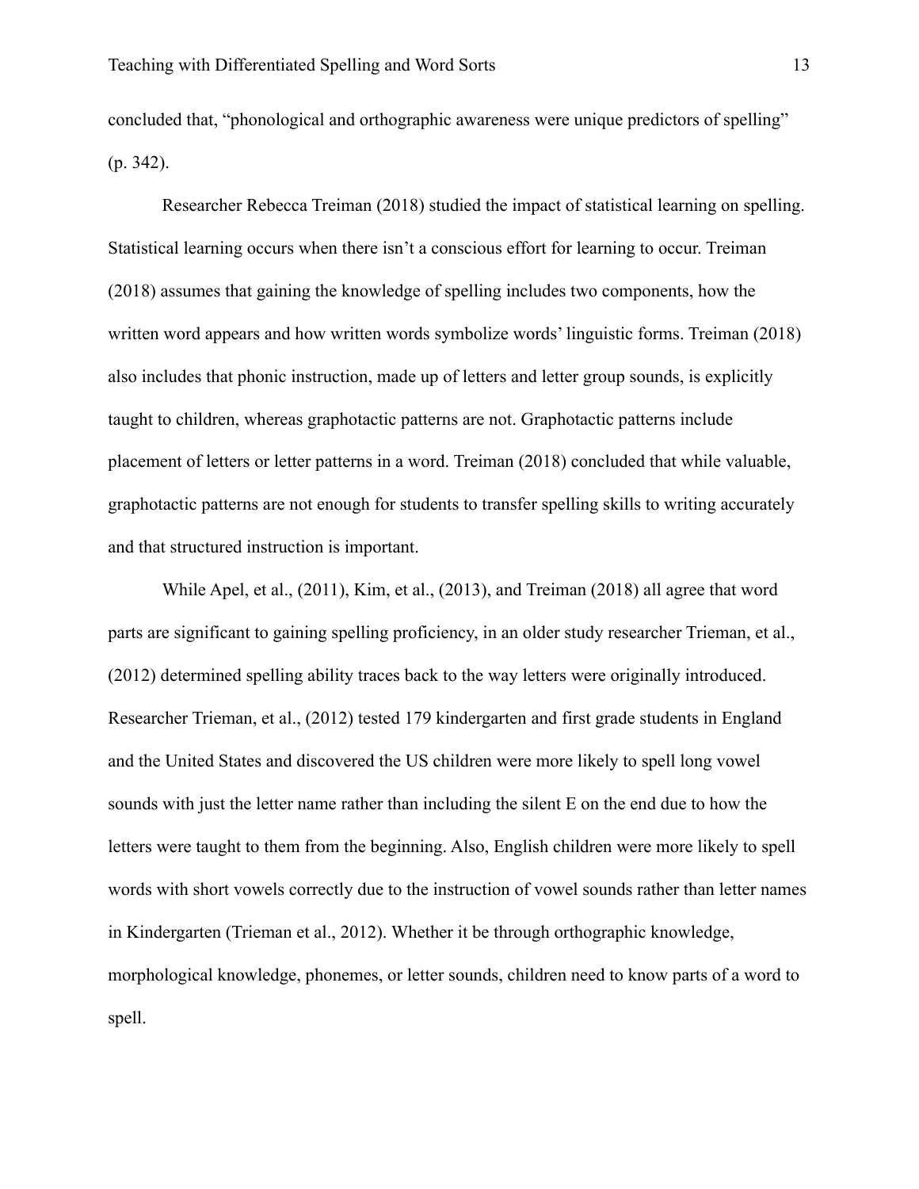concluded that, “phonological and orthographic awareness were unique predictors of spelling” (p. 342).

Researcher Rebecca Treiman (2018) studied the impact of statistical learning on spelling. Statistical learning occurs when there isn’t a conscious effort for learning to occur. Treiman (2018) assumes that gaining the knowledge of spelling includes two components, how the written word appears and how written words symbolize words’ linguistic forms. Treiman (2018) also includes that phonic instruction, made up of letters and letter group sounds, is explicitly taught to children, whereas graphotactic patterns are not. Graphotactic patterns include placement of letters or letter patterns in a word. Treiman (2018) concluded that while valuable, graphotactic patterns are not enough for students to transfer spelling skills to writing accurately and that structured instruction is important.

While Apel, et al., (2011), Kim, et al., (2013), and Treiman (2018) all agree that word parts are significant to gaining spelling proficiency, in an older study researcher Trieman, et al., (2012) determined spelling ability traces back to the way letters were originally introduced. Researcher Trieman, et al., (2012) tested 179 kindergarten and first grade students in England and the United States and discovered the US children were more likely to spell long vowel sounds with just the letter name rather than including the silent E on the end due to how the letters were taught to them from the beginning. Also, English children were more likely to spell words with short vowels correctly due to the instruction of vowel sounds rather than letter names in Kindergarten (Trieman et al., 2012). Whether it be through orthographic knowledge, morphological knowledge, phonemes, or letter sounds, children need to know parts of a word to spell.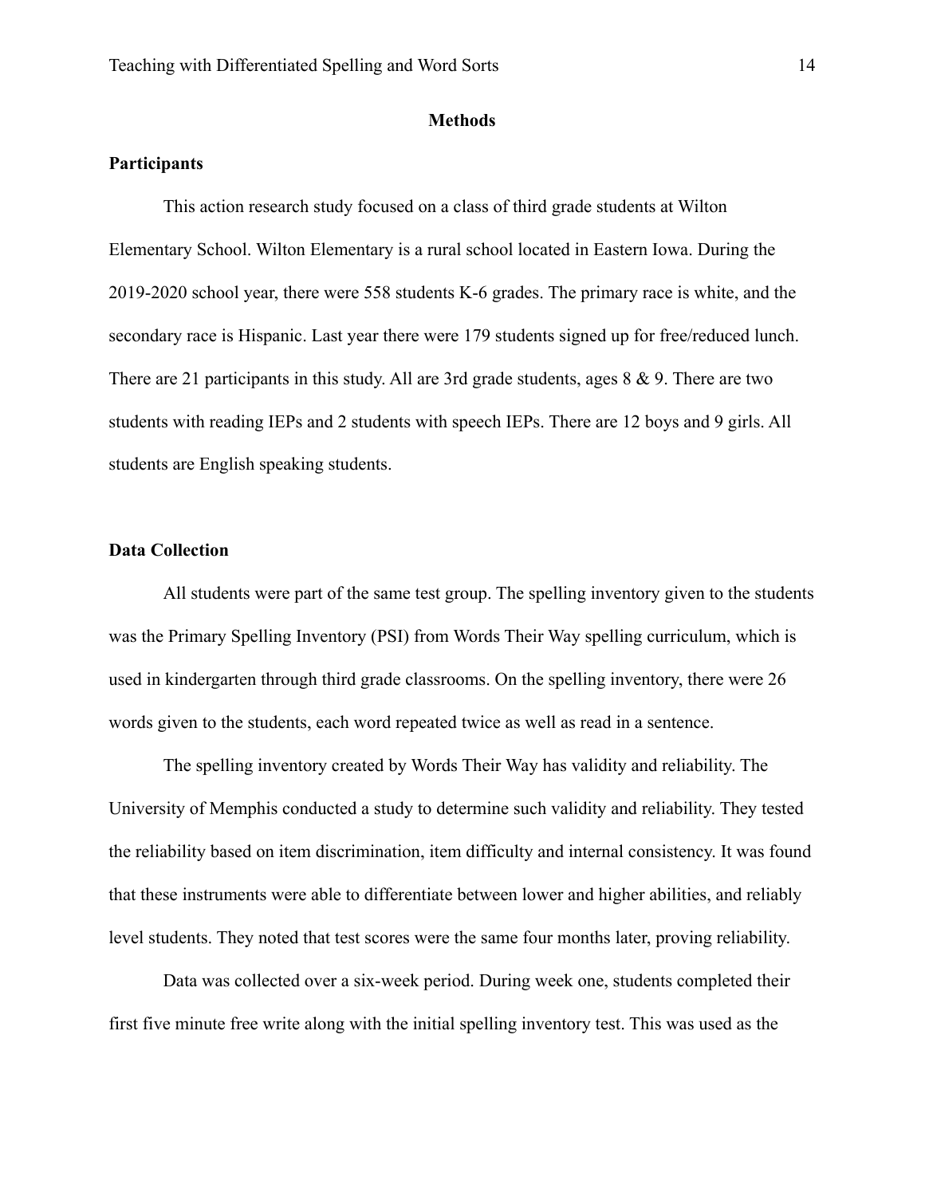## Methods

### Participants

This action research study focused on a class of third grade students at Wilton Elementary School. Wilton Elementary is a rural school located in Eastern Iowa. During the 2019-2020 school year, there were 558 students K-6 grades. The primary race is white, and the secondary race is Hispanic. Last year there were 179 students signed up for free/reduced lunch. There are 21 participants in this study. All are 3rd grade students, ages 8 & 9. There are two students with reading IEPs and 2 students with speech IEPs. There are 12 boys and 9 girls. All students are English speaking students.

### Data Collection

All students were part of the same test group. The spelling inventory given to the students was the Primary Spelling Inventory (PSI) from Words Their Way spelling curriculum, which is used in kindergarten through third grade classrooms. On the spelling inventory, there were 26 words given to the students, each word repeated twice as well as read in a sentence.

The spelling inventory created by Words Their Way has validity and reliability. The University of Memphis conducted a study to determine such validity and reliability. They tested the reliability based on item discrimination, item difficulty and internal consistency. It was found that these instruments were able to differentiate between lower and higher abilities, and reliably level students. They noted that test scores were the same four months later, proving reliability.

Data was collected over a six-week period. During week one, students completed their first five minute free write along with the initial spelling inventory test. This was used as the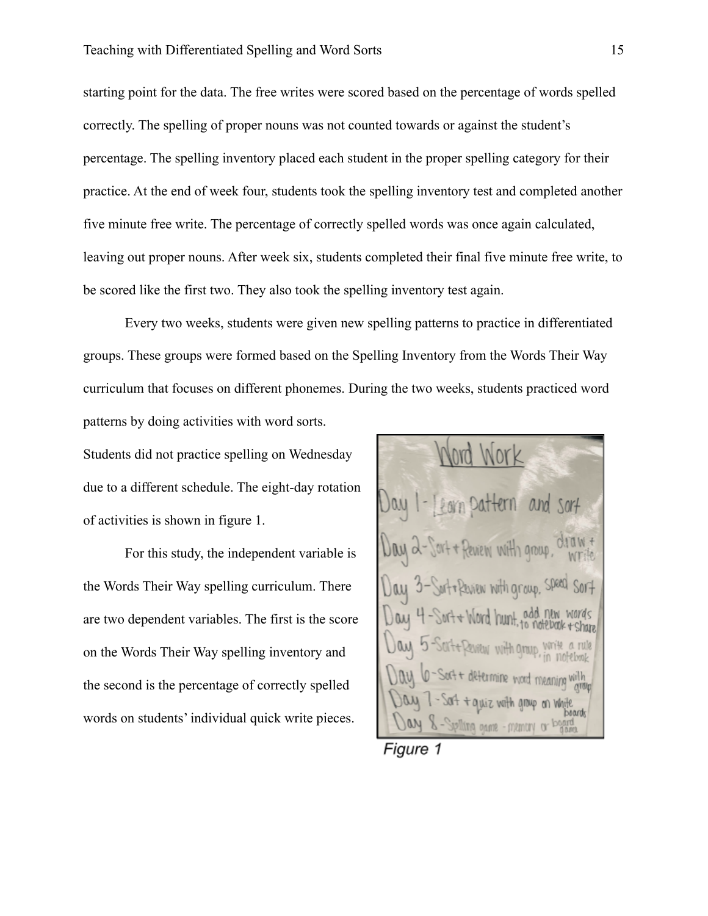starting point for the data. The free writes were scored based on the percentage of words spelled correctly. The spelling of proper nouns was not counted towards or against the student's percentage. The spelling inventory placed each student in the proper spelling category for their practice. At the end of week four, students took the spelling inventory test and completed another five minute free write. The percentage of correctly spelled words was once again calculated, leaving out proper nouns. After week six, students completed their final five minute free write, to be scored like the first two. They also took the spelling inventory test again.

Every two weeks, students were given new spelling patterns to practice in differentiated groups. These groups were formed based on the Spelling Inventory from the Words Their Way curriculum that focuses on different phonemes. During the two weeks, students practiced word patterns by doing activities with word sorts. Students did not practice spelling on Wednesday due to a different schedule. The eight-day rotation of activities is shown in figure 1.

For this study, the independent variable is the Words Their Way spelling curriculum. There are two dependent variables. The first is the score on the Words Their Way spelling inventory and the second is the percentage of correctly spelled words on students' individual quick write pieces.

*Figure 1*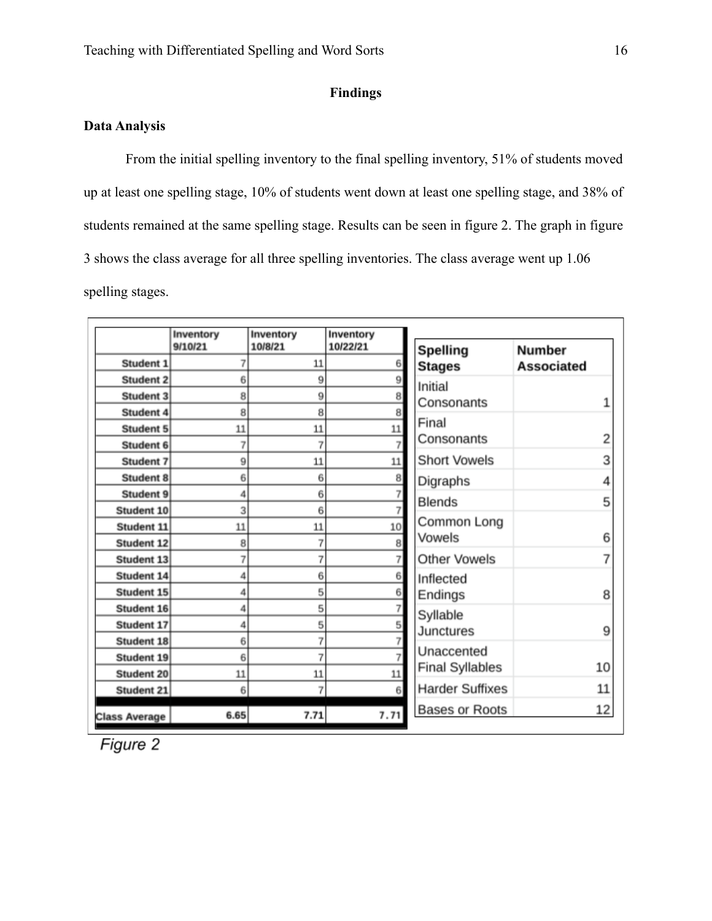## Findings

### Data Analysis

From the initial spelling inventory to the final spelling inventory, 51% of students moved up at least one spelling stage, 10% of students went down at least one spelling stage, and 38% of students remained at the same spelling stage. Results can be seen in figure 2. The graph in figure 3 shows the class average for all three spelling inventories. The class average went up 1.06 spelling stages.

| | Inventory 9/10/21 | Inventory 10/8/21 | Inventory 10/22/21 |
|---|---|---|---|
| Student 1 | 7 | 11 | 6 |
| Student 2 | 6 | 9 | 9 |
| Student 3 | 8 | 9 | 8 |
| Student 4 | 8 | 8 | 8 |
| Student 5 | 11 | 11 | 11 |
| Student 6 | 7 | 7 | 7 |
| Student 7 | 9 | 11 | 11 |
| Student 8 | 6 | 6 | 8 |
| Student 9 | 4 | 6 | 7 |
| Student 10 | 3 | 6 | 7 |
| Student 11 | 11 | 11 | 10 |
| Student 12 | 8 | 7 | 8 |
| Student 13 | 7 | 7 | 7 |
| Student 14 | 4 | 6 | 6 |
| Student 15 | 4 | 5 | 6 |
| Student 16 | 4 | 5 | 7 |
| Student 17 | 4 | 5 | 5 |
| Student 18 | 6 | 7 | 7 |
| Student 19 | 6 | 7 | 7 |
| Student 20 | 11 | 11 | 11 |
| Student 21 | 6 | 7 | 6 |
| Class Average | 6.65 | 7.71 | 7.71 |

| Spelling Stages | Number Associated |
|---|---|
| Initial Consonants | 1 |
| Final Consonants | 2 |
| Short Vowels | 3 |
| Digraphs | 4 |
| Blends | 5 |
| Common Long Vowels | 6 |
| Other Vowels | 7 |
| Inflected Endings | 8 |
| Syllable Junctures | 9 |
| Unaccented Final Syllables | 10 |
| Harder Suffixes | 11 |
| Bases or Roots | 12 |

*Figure 2*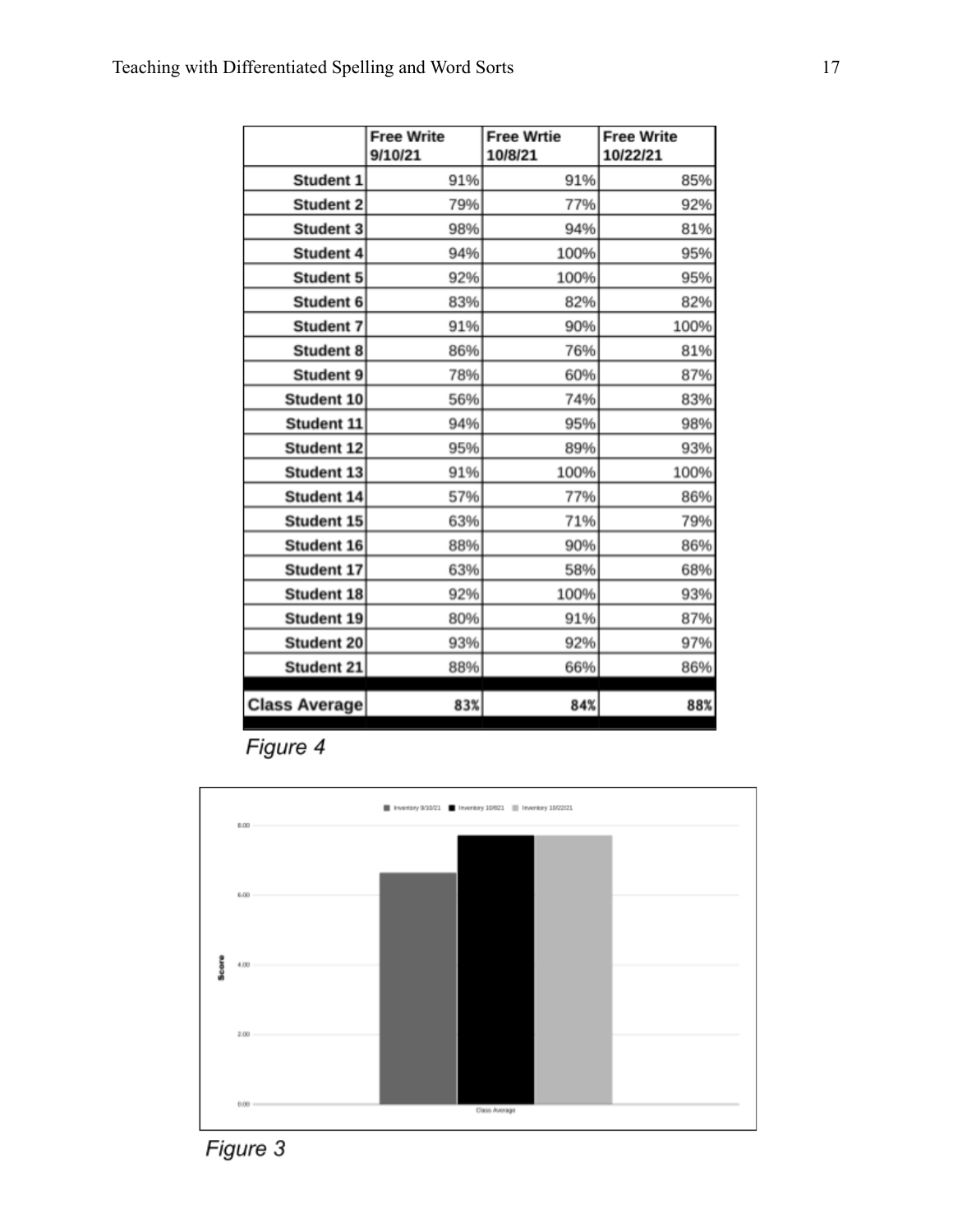| | Free Write 9/10/21 | Free Wrtie 10/8/21 | Free Write 10/22/21 |
|---|---|---|---|
| Student 1 | 91% | 91% | 85% |
| Student 2 | 79% | 77% | 92% |
| Student 3 | 98% | 94% | 81% |
| Student 4 | 94% | 100% | 95% |
| Student 5 | 92% | 100% | 95% |
| Student 6 | 83% | 82% | 82% |
| Student 7 | 91% | 90% | 100% |
| Student 8 | 86% | 76% | 81% |
| Student 9 | 78% | 60% | 87% |
| Student 10 | 56% | 74% | 83% |
| Student 11 | 94% | 95% | 98% |
| Student 12 | 95% | 89% | 93% |
| Student 13 | 91% | 100% | 100% |
| Student 14 | 57% | 77% | 86% |
| Student 15 | 63% | 71% | 79% |
| Student 16 | 88% | 90% | 86% |
| Student 17 | 63% | 58% | 68% |
| Student 18 | 92% | 100% | 93% |
| Student 19 | 80% | 91% | 87% |
| Student 20 | 93% | 92% | 97% |
| Student 21 | 88% | 66% | 86% |
| **Class Average** | **83%** | **84%** | **88%** |

*Figure 4*

*Figure 3*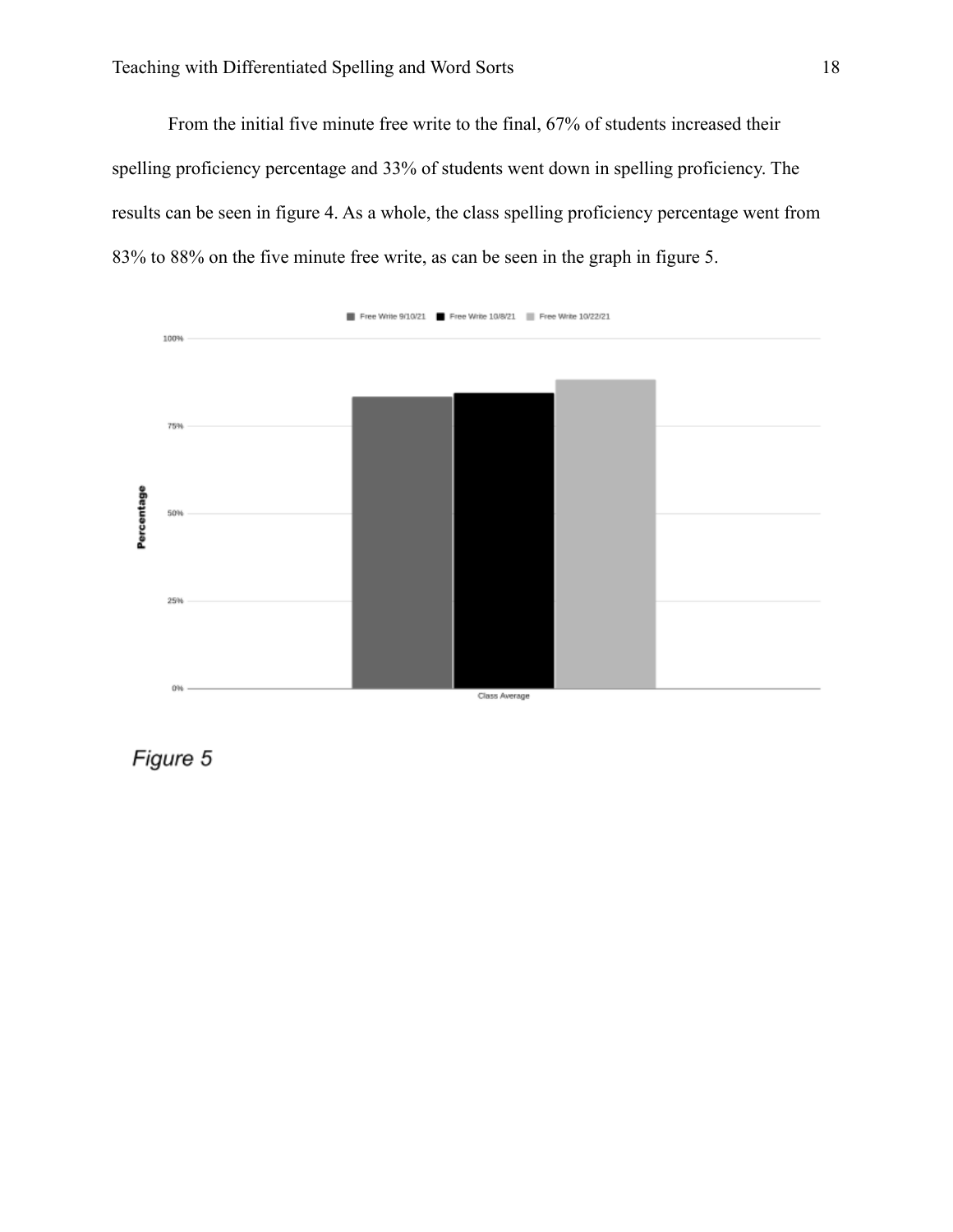From the initial five minute free write to the final, 67% of students increased their spelling proficiency percentage and 33% of students went down in spelling proficiency. The results can be seen in figure 4. As a whole, the class spelling proficiency percentage went from 83% to 88% on the five minute free write, as can be seen in the graph in figure 5.

*Figure 5*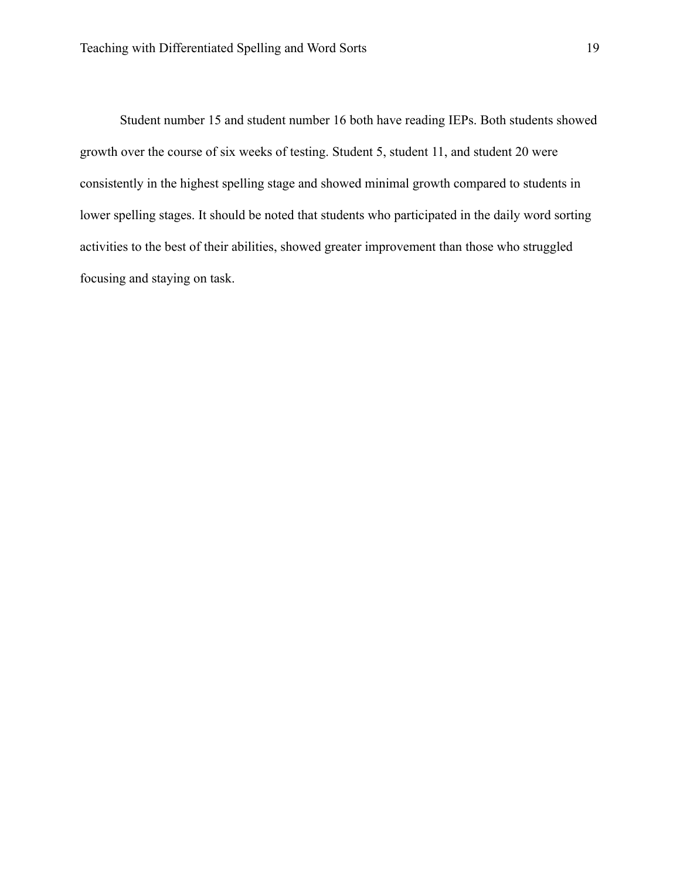Student number 15 and student number 16 both have reading IEPs. Both students showed growth over the course of six weeks of testing. Student 5, student 11, and student 20 were consistently in the highest spelling stage and showed minimal growth compared to students in lower spelling stages. It should be noted that students who participated in the daily word sorting activities to the best of their abilities, showed greater improvement than those who struggled focusing and staying on task.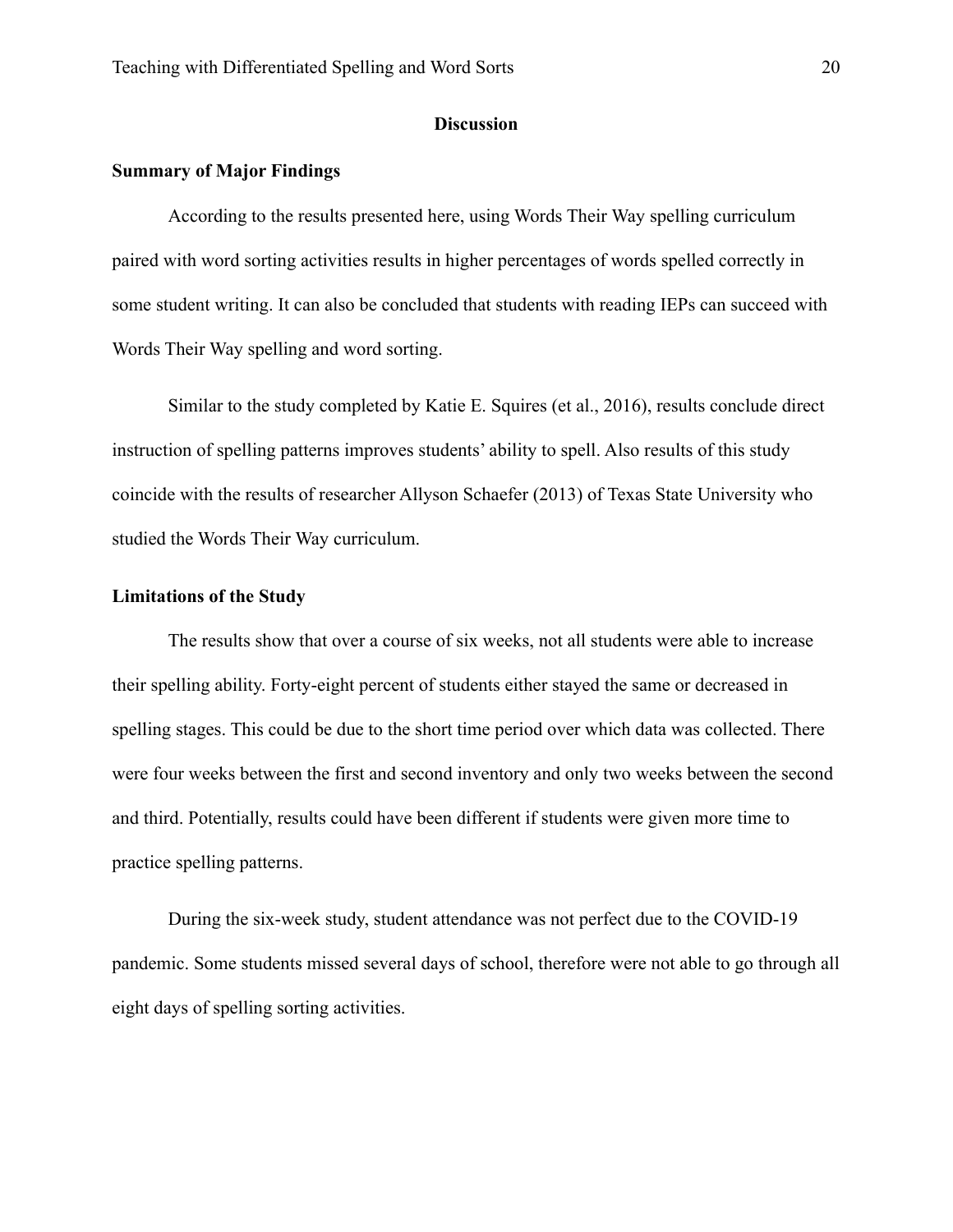## Discussion

### Summary of Major Findings

According to the results presented here, using Words Their Way spelling curriculum paired with word sorting activities results in higher percentages of words spelled correctly in some student writing. It can also be concluded that students with reading IEPs can succeed with Words Their Way spelling and word sorting.

Similar to the study completed by Katie E. Squires (et al., 2016), results conclude direct instruction of spelling patterns improves students' ability to spell. Also results of this study coincide with the results of researcher Allyson Schaefer (2013) of Texas State University who studied the Words Their Way curriculum.

### Limitations of the Study

The results show that over a course of six weeks, not all students were able to increase their spelling ability. Forty-eight percent of students either stayed the same or decreased in spelling stages. This could be due to the short time period over which data was collected. There were four weeks between the first and second inventory and only two weeks between the second and third. Potentially, results could have been different if students were given more time to practice spelling patterns.

During the six-week study, student attendance was not perfect due to the COVID-19 pandemic. Some students missed several days of school, therefore were not able to go through all eight days of spelling sorting activities.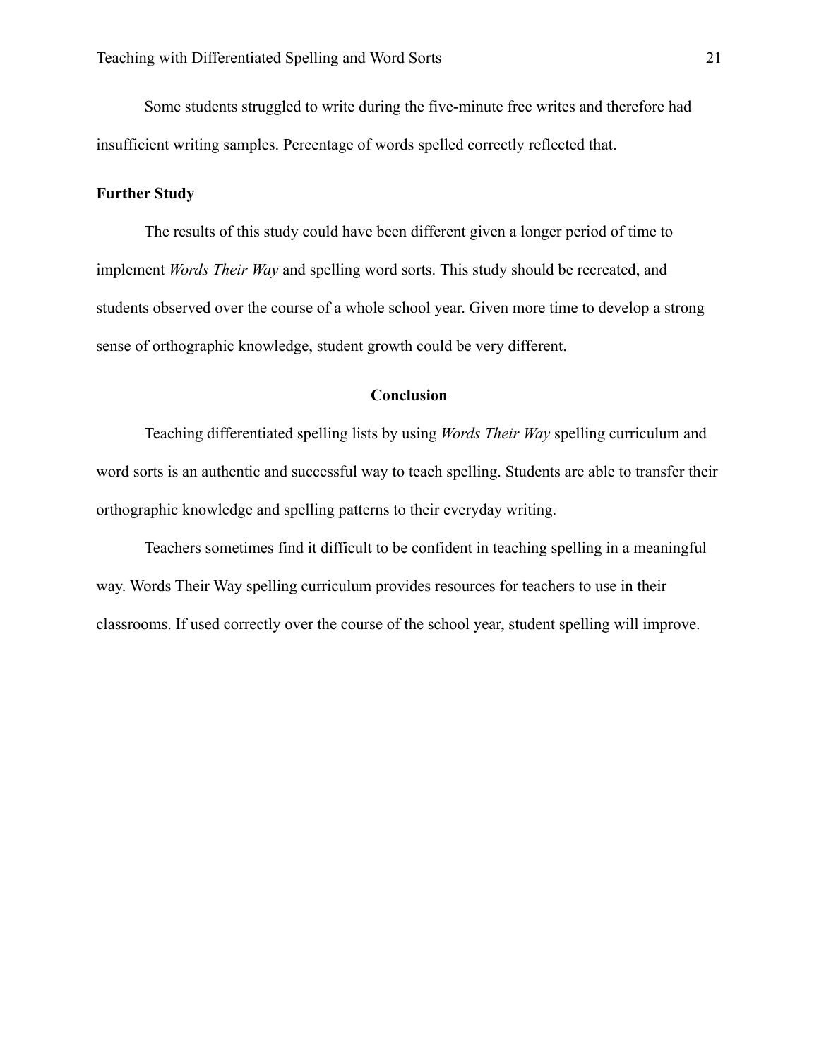Some students struggled to write during the five-minute free writes and therefore had insufficient writing samples. Percentage of words spelled correctly reflected that.

**Further Study**

The results of this study could have been different given a longer period of time to implement *Words Their Way* and spelling word sorts. This study should be recreated, and students observed over the course of a whole school year. Given more time to develop a strong sense of orthographic knowledge, student growth could be very different.

## Conclusion

Teaching differentiated spelling lists by using *Words Their Way* spelling curriculum and word sorts is an authentic and successful way to teach spelling. Students are able to transfer their orthographic knowledge and spelling patterns to their everyday writing.

Teachers sometimes find it difficult to be confident in teaching spelling in a meaningful way. Words Their Way spelling curriculum provides resources for teachers to use in their classrooms. If used correctly over the course of the school year, student spelling will improve.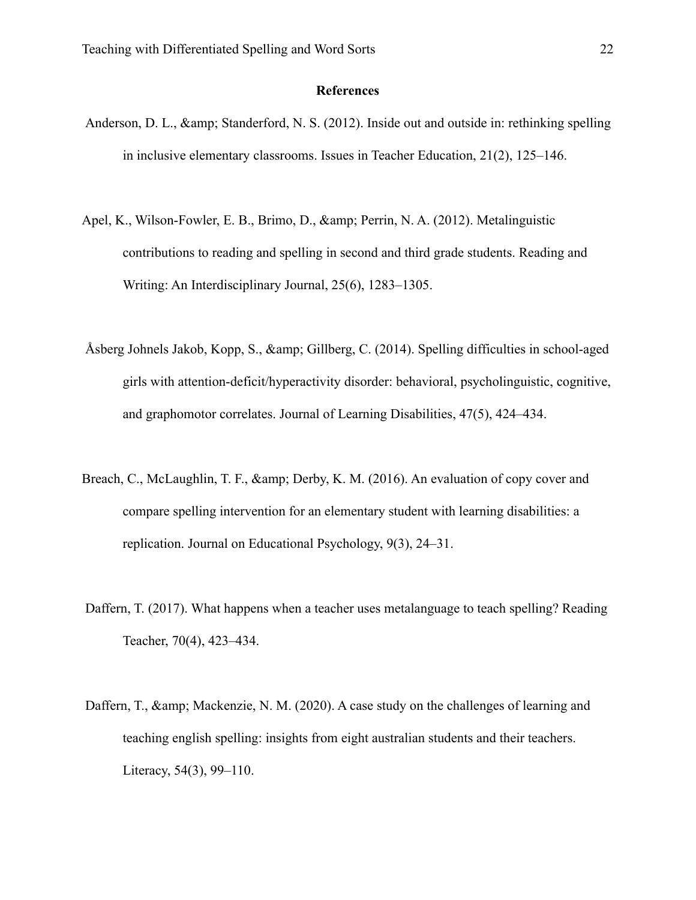**References**

Anderson, D. L., &amp; Standerford, N. S. (2012). Inside out and outside in: rethinking spelling in inclusive elementary classrooms. Issues in Teacher Education, 21(2), 125–146.

Apel, K., Wilson-Fowler, E. B., Brimo, D., &amp; Perrin, N. A. (2012). Metalinguistic contributions to reading and spelling in second and third grade students. Reading and Writing: An Interdisciplinary Journal, 25(6), 1283–1305.

Åsberg Johnels Jakob, Kopp, S., &amp; Gillberg, C. (2014). Spelling difficulties in school-aged girls with attention-deficit/hyperactivity disorder: behavioral, psycholinguistic, cognitive, and graphomotor correlates. Journal of Learning Disabilities, 47(5), 424–434.

Breach, C., McLaughlin, T. F., &amp; Derby, K. M. (2016). An evaluation of copy cover and compare spelling intervention for an elementary student with learning disabilities: a replication. Journal on Educational Psychology, 9(3), 24–31.

Daffern, T. (2017). What happens when a teacher uses metalanguage to teach spelling? Reading Teacher, 70(4), 423–434.

Daffern, T., &amp; Mackenzie, N. M. (2020). A case study on the challenges of learning and teaching english spelling: insights from eight australian students and their teachers. Literacy, 54(3), 99–110.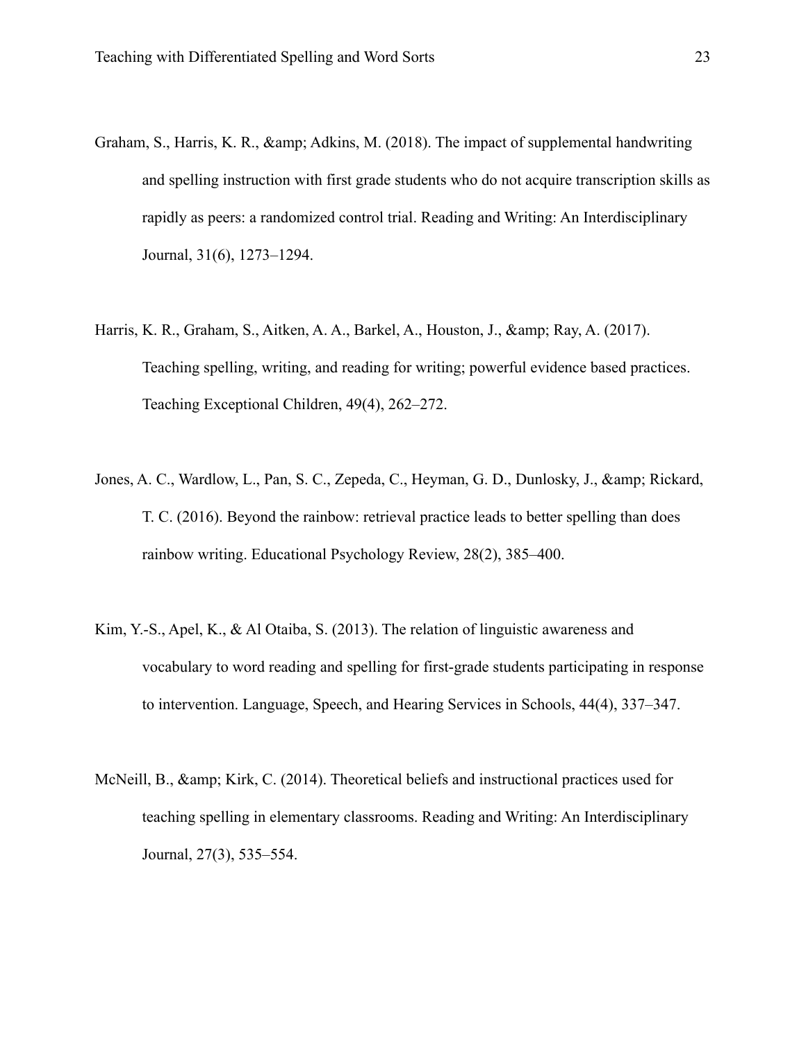Graham, S., Harris, K. R., &amp; Adkins, M. (2018). The impact of supplemental handwriting and spelling instruction with first grade students who do not acquire transcription skills as rapidly as peers: a randomized control trial. Reading and Writing: An Interdisciplinary Journal, 31(6), 1273–1294.

Harris, K. R., Graham, S., Aitken, A. A., Barkel, A., Houston, J., &amp; Ray, A. (2017). Teaching spelling, writing, and reading for writing; powerful evidence based practices. Teaching Exceptional Children, 49(4), 262–272.

Jones, A. C., Wardlow, L., Pan, S. C., Zepeda, C., Heyman, G. D., Dunlosky, J., &amp; Rickard, T. C. (2016). Beyond the rainbow: retrieval practice leads to better spelling than does rainbow writing. Educational Psychology Review, 28(2), 385–400.

Kim, Y.-S., Apel, K., & Al Otaiba, S. (2013). The relation of linguistic awareness and vocabulary to word reading and spelling for first-grade students participating in response to intervention. Language, Speech, and Hearing Services in Schools, 44(4), 337–347.

McNeill, B., &amp; Kirk, C. (2014). Theoretical beliefs and instructional practices used for teaching spelling in elementary classrooms. Reading and Writing: An Interdisciplinary Journal, 27(3), 535–554.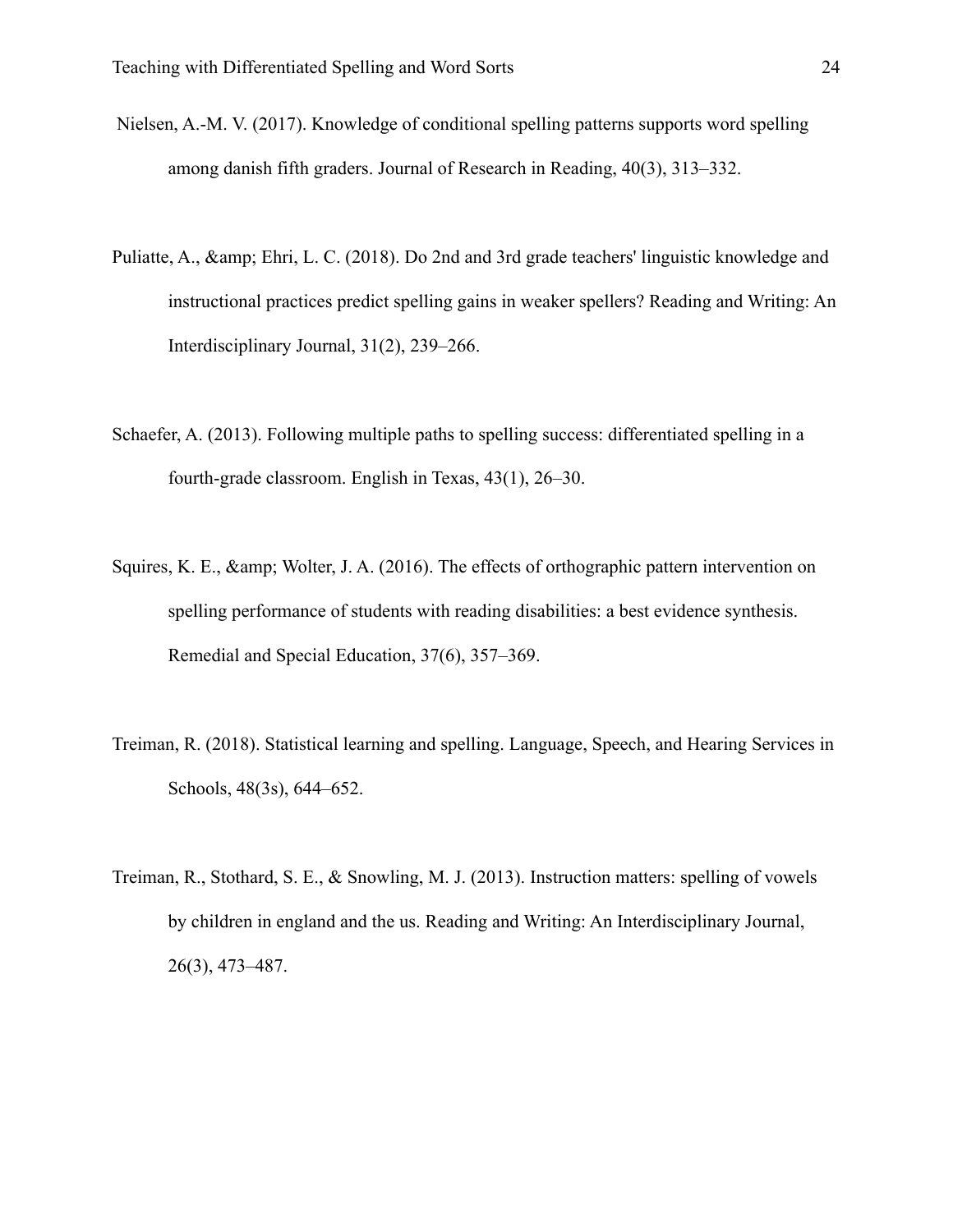Nielsen, A.-M. V. (2017). Knowledge of conditional spelling patterns supports word spelling among danish fifth graders. Journal of Research in Reading, 40(3), 313–332.

Puliatte, A., &amp; Ehri, L. C. (2018). Do 2nd and 3rd grade teachers' linguistic knowledge and instructional practices predict spelling gains in weaker spellers? Reading and Writing: An Interdisciplinary Journal, 31(2), 239–266.

Schaefer, A. (2013). Following multiple paths to spelling success: differentiated spelling in a fourth-grade classroom. English in Texas, 43(1), 26–30.

Squires, K. E., &amp; Wolter, J. A. (2016). The effects of orthographic pattern intervention on spelling performance of students with reading disabilities: a best evidence synthesis. Remedial and Special Education, 37(6), 357–369.

Treiman, R. (2018). Statistical learning and spelling. Language, Speech, and Hearing Services in Schools, 48(3s), 644–652.

Treiman, R., Stothard, S. E., & Snowling, M. J. (2013). Instruction matters: spelling of vowels by children in england and the us. Reading and Writing: An Interdisciplinary Journal, 26(3), 473–487.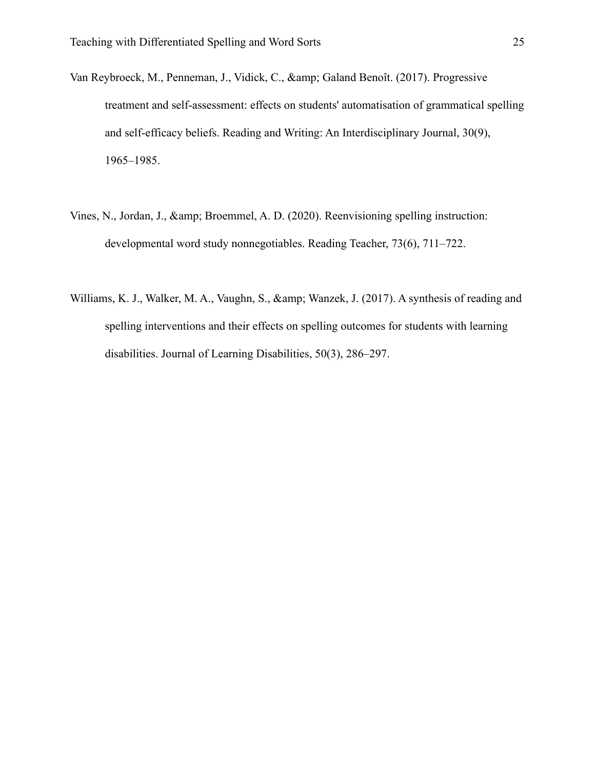Van Reybroeck, M., Penneman, J., Vidick, C., &amp; Galand Benoît. (2017). Progressive treatment and self-assessment: effects on students' automatisation of grammatical spelling and self-efficacy beliefs. Reading and Writing: An Interdisciplinary Journal, 30(9), 1965–1985.

Vines, N., Jordan, J., &amp; Broemmel, A. D. (2020). Reenvisioning spelling instruction: developmental word study nonnegotiables. Reading Teacher, 73(6), 711–722.

Williams, K. J., Walker, M. A., Vaughn, S., &amp; Wanzek, J. (2017). A synthesis of reading and spelling interventions and their effects on spelling outcomes for students with learning disabilities. Journal of Learning Disabilities, 50(3), 286–297.